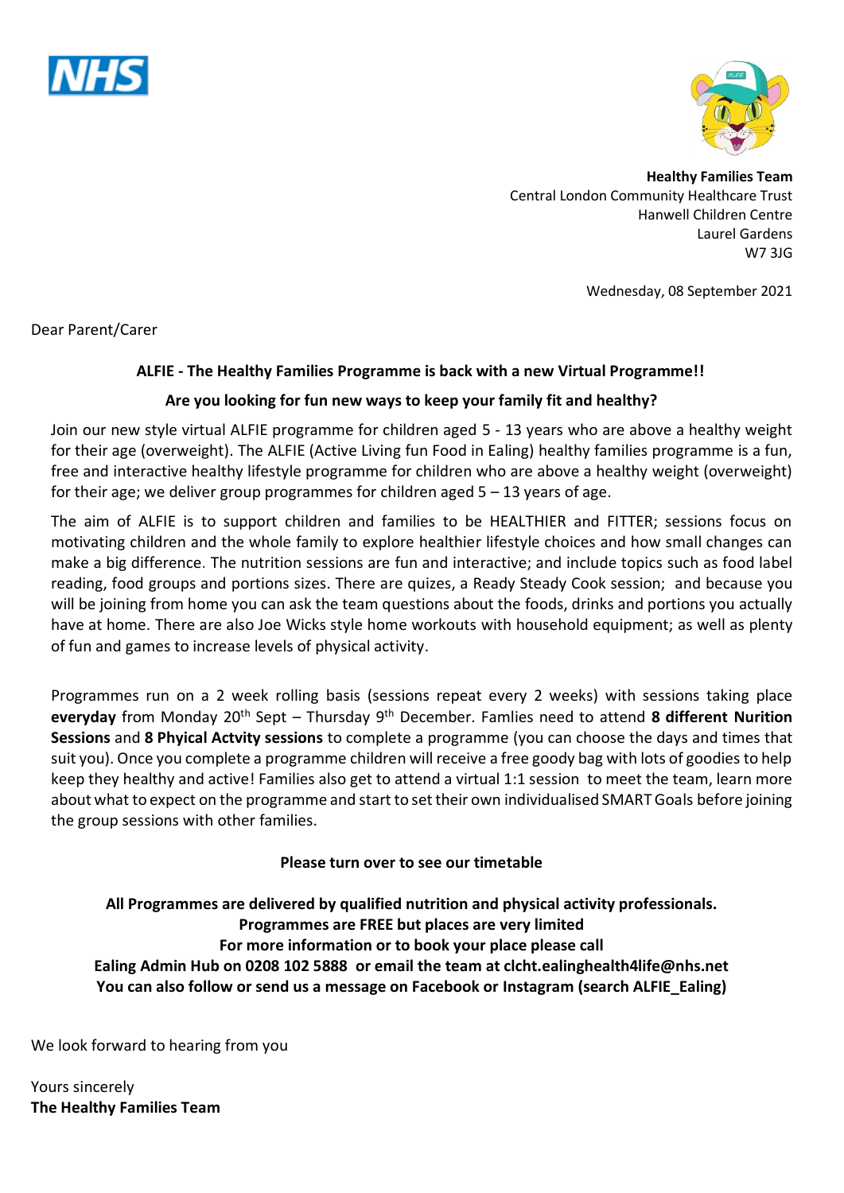**Healthy Families Team**
Central London Community Healthcare Trust
Hanwell Children Centre
Laurel Gardens
W7 3JG

Wednesday, 08 September 2021

Dear Parent/Carer

**ALFIE - The Healthy Families Programme is back with a new Virtual Programme!!**

**Are you looking for fun new ways to keep your family fit and healthy?**

Join our new style virtual ALFIE programme for children aged 5 - 13 years who are above a healthy weight for their age (overweight). The ALFIE (Active Living fun Food in Ealing) healthy families programme is a fun, free and interactive healthy lifestyle programme for children who are above a healthy weight (overweight) for their age; we deliver group programmes for children aged 5 – 13 years of age.

The aim of ALFIE is to support children and families to be HEALTHIER and FITTER; sessions focus on motivating children and the whole family to explore healthier lifestyle choices and how small changes can make a big difference. The nutrition sessions are fun and interactive; and include topics such as food label reading, food groups and portions sizes. There are quizes, a Ready Steady Cook session; and because you will be joining from home you can ask the team questions about the foods, drinks and portions you actually have at home. There are also Joe Wicks style home workouts with household equipment; as well as plenty of fun and games to increase levels of physical activity.

Programmes run on a 2 week rolling basis (sessions repeat every 2 weeks) with sessions taking place **everyday** from Monday 20th Sept – Thursday 9th December. Famlies need to attend **8 different Nurition Sessions** and **8 Phyical Actvity sessions** to complete a programme (you can choose the days and times that suit you). Once you complete a programme children will receive a free goody bag with lots of goodies to help keep they healthy and active! Families also get to attend a virtual 1:1 session to meet the team, learn more about what to expect on the programme and start to set their own individualised SMART Goals before joining the group sessions with other families.

**Please turn over to see our timetable**

**All Programmes are delivered by qualified nutrition and physical activity professionals.**
**Programmes are FREE but places are very limited**
**For more information or to book your place please call**
**Ealing Admin Hub on 0208 102 5888 or email the team at clcht.ealinghealth4life@nhs.net**
**You can also follow or send us a message on Facebook or Instagram (search ALFIE_Ealing)**

We look forward to hearing from you

Yours sincerely
**The Healthy Families Team**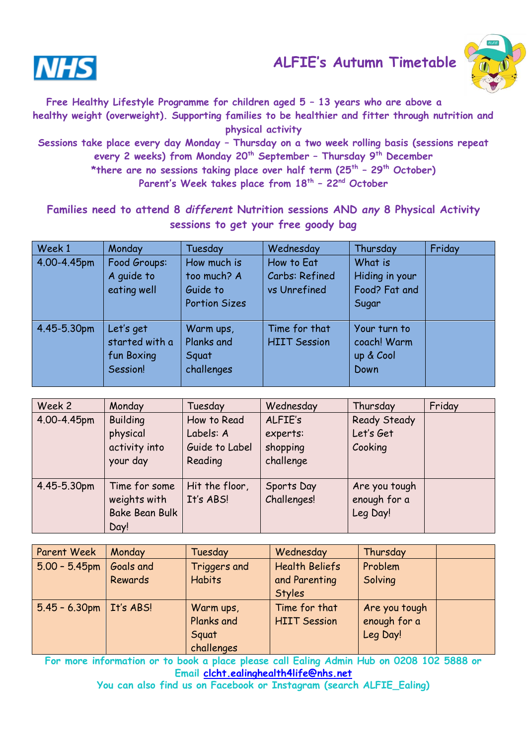# ALFIE's Autumn Timetable

Free Healthy Lifestyle Programme for children aged 5 – 13 years who are above a healthy weight (overweight). Supporting families to be healthier and fitter through nutrition and physical activity

Sessions take place every day Monday – Thursday on a two week rolling basis (sessions repeat every 2 weeks) from Monday 20th September – Thursday 9th December

*there are no sessions taking place over half term (25th – 29th October)

Parent's Week takes place from 18th – 22nd October

**Families need to attend 8 *different* Nutrition sessions AND *any* 8 Physical Activity sessions to get your free goody bag**

| Week 1 | Monday | Tuesday | Wednesday | Thursday | Friday |
|---|---|---|---|---|---|
| 4.00-4.45pm | Food Groups: A guide to eating well | How much is too much? A Guide to Portion Sizes | How to Eat Carbs: Refined vs Unrefined | What is Hiding in your Food? Fat and Sugar | |
| 4.45-5.30pm | Let's get started with a fun Boxing Session! | Warm ups, Planks and Squat challenges | Time for that HIIT Session | Your turn to coach! Warm up & Cool Down | |

| Week 2 | Monday | Tuesday | Wednesday | Thursday | Friday |
|---|---|---|---|---|---|
| 4.00-4.45pm | Building physical activity into your day | How to Read Labels: A Guide to Label Reading | ALFIE's experts: shopping challenge | Ready Steady Let's Get Cooking | |
| 4.45-5.30pm | Time for some weights with Bake Bean Bulk Day! | Hit the floor, It's ABS! | Sports Day Challenges! | Are you tough enough for a Leg Day! | |

| Parent Week | Monday | Tuesday | Wednesday | Thursday | |
|---|---|---|---|---|---|
| 5.00 – 5.45pm | Goals and Rewards | Triggers and Habits | Health Beliefs and Parenting Styles | Problem Solving | |
| 5.45 – 6.30pm | It's ABS! | Warm ups, Planks and Squat challenges | Time for that HIIT Session | Are you tough enough for a Leg Day! | |

For more information or to book a place please call Ealing Admin Hub on 0208 102 5888 or Email clcht.ealinghealth4life@nhs.net

You can also find us on Facebook or Instagram (search ALFIE_Ealing)